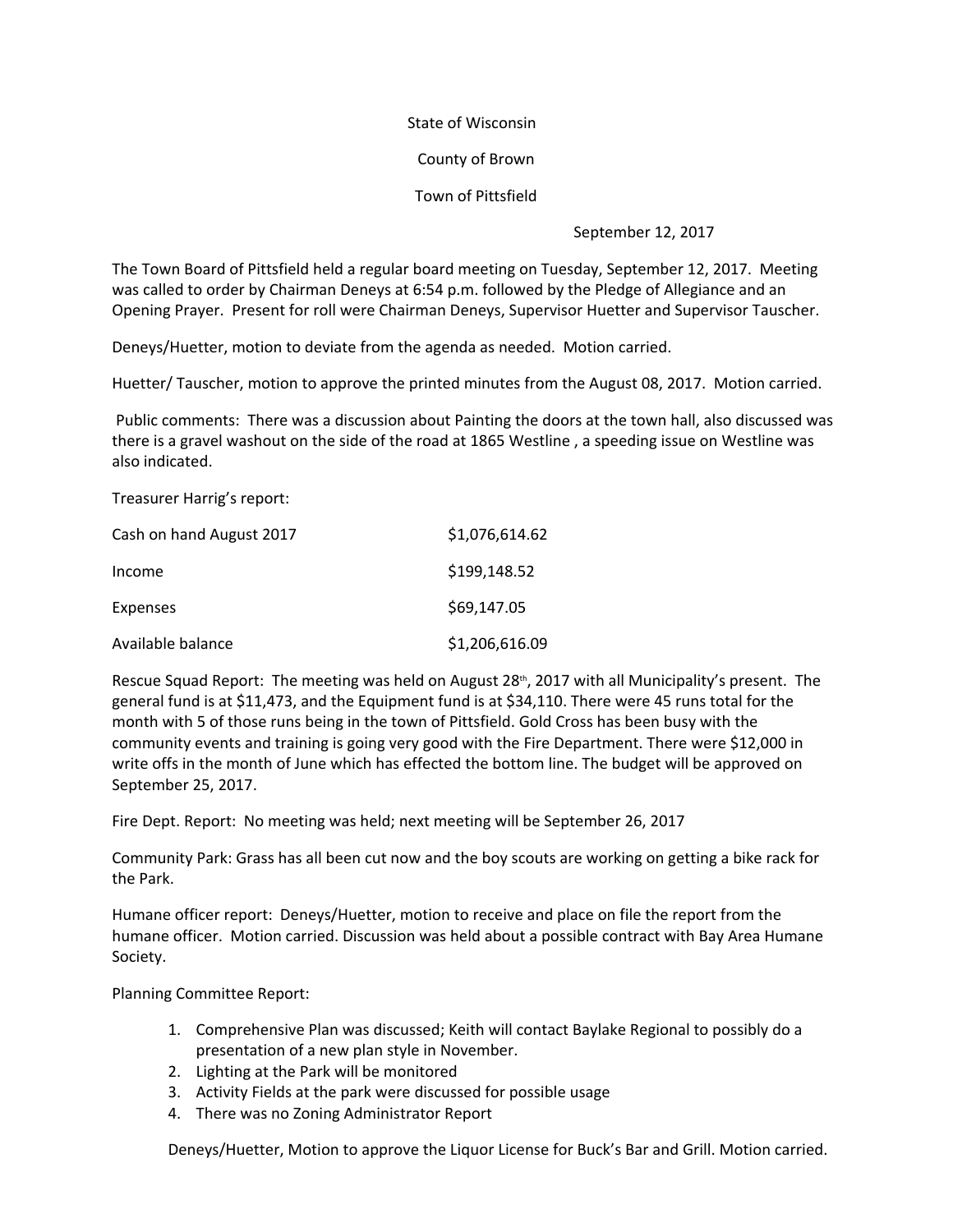State of Wisconsin

County of Brown

Town of Pittsfield

September 12, 2017

The Town Board of Pittsfield held a regular board meeting on Tuesday, September 12, 2017. Meeting was called to order by Chairman Deneys at 6:54 p.m. followed by the Pledge of Allegiance and an Opening Prayer. Present for roll were Chairman Deneys, Supervisor Huetter and Supervisor Tauscher.

Deneys/Huetter, motion to deviate from the agenda as needed. Motion carried.

Huetter/ Tauscher, motion to approve the printed minutes from the August 08, 2017. Motion carried.

Public comments: There was a discussion about Painting the doors at the town hall, also discussed was there is a gravel washout on the side of the road at 1865 Westline , a speeding issue on Westline was also indicated.

Treasurer Harrig's report:

| | |
|---|---|
| Cash on hand August 2017 | $1,076,614.62 |
| Income | $199,148.52 |
| Expenses | $69,147.05 |
| Available balance | $1,206,616.09 |

Rescue Squad Report: The meeting was held on August 28th, 2017 with all Municipality's present. The general fund is at $11,473, and the Equipment fund is at $34,110. There were 45 runs total for the month with 5 of those runs being in the town of Pittsfield. Gold Cross has been busy with the community events and training is going very good with the Fire Department. There were $12,000 in write offs in the month of June which has effected the bottom line. The budget will be approved on September 25, 2017.

Fire Dept. Report: No meeting was held; next meeting will be September 26, 2017

Community Park: Grass has all been cut now and the boy scouts are working on getting a bike rack for the Park.

Humane officer report: Deneys/Huetter, motion to receive and place on file the report from the humane officer. Motion carried. Discussion was held about a possible contract with Bay Area Humane Society.

Planning Committee Report:

1. Comprehensive Plan was discussed; Keith will contact Baylake Regional to possibly do a presentation of a new plan style in November.
2. Lighting at the Park will be monitored
3. Activity Fields at the park were discussed for possible usage
4. There was no Zoning Administrator Report

Deneys/Huetter, Motion to approve the Liquor License for Buck's Bar and Grill. Motion carried.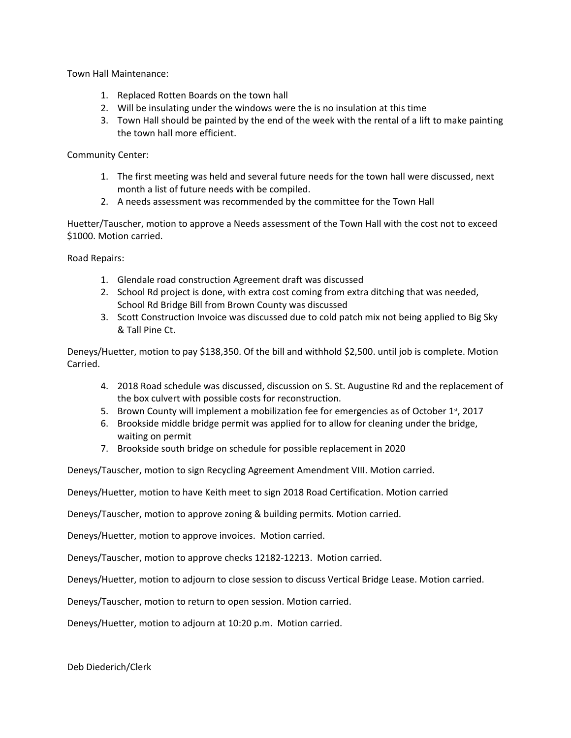Town Hall Maintenance:

1. Replaced Rotten Boards on the town hall
2. Will be insulating under the windows were the is no insulation at this time
3. Town Hall should be painted by the end of the week with the rental of a lift to make painting the town hall more efficient.

Community Center:

1. The first meeting was held and several future needs for the town hall were discussed, next month a list of future needs with be compiled.
2. A needs assessment was recommended by the committee for the Town Hall

Huetter/Tauscher, motion to approve a Needs assessment of the Town Hall with the cost not to exceed $1000. Motion carried.

Road Repairs:

1. Glendale road construction Agreement draft was discussed
2. School Rd project is done, with extra cost coming from extra ditching that was needed, School Rd Bridge Bill from Brown County was discussed
3. Scott Construction Invoice was discussed due to cold patch mix not being applied to Big Sky & Tall Pine Ct.

Deneys/Huetter, motion to pay $138,350. Of the bill and withhold $2,500. until job is complete. Motion Carried.

4. 2018 Road schedule was discussed, discussion on S. St. Augustine Rd and the replacement of the box culvert with possible costs for reconstruction.
5. Brown County will implement a mobilization fee for emergencies as of October 1st, 2017
6. Brookside middle bridge permit was applied for to allow for cleaning under the bridge, waiting on permit
7. Brookside south bridge on schedule for possible replacement in 2020

Deneys/Tauscher, motion to sign Recycling Agreement Amendment VIII. Motion carried.

Deneys/Huetter, motion to have Keith meet to sign 2018 Road Certification. Motion carried

Deneys/Tauscher, motion to approve zoning & building permits. Motion carried.

Deneys/Huetter, motion to approve invoices. Motion carried.

Deneys/Tauscher, motion to approve checks 12182-12213. Motion carried.

Deneys/Huetter, motion to adjourn to close session to discuss Vertical Bridge Lease. Motion carried.

Deneys/Tauscher, motion to return to open session. Motion carried.

Deneys/Huetter, motion to adjourn at 10:20 p.m. Motion carried.

Deb Diederich/Clerk